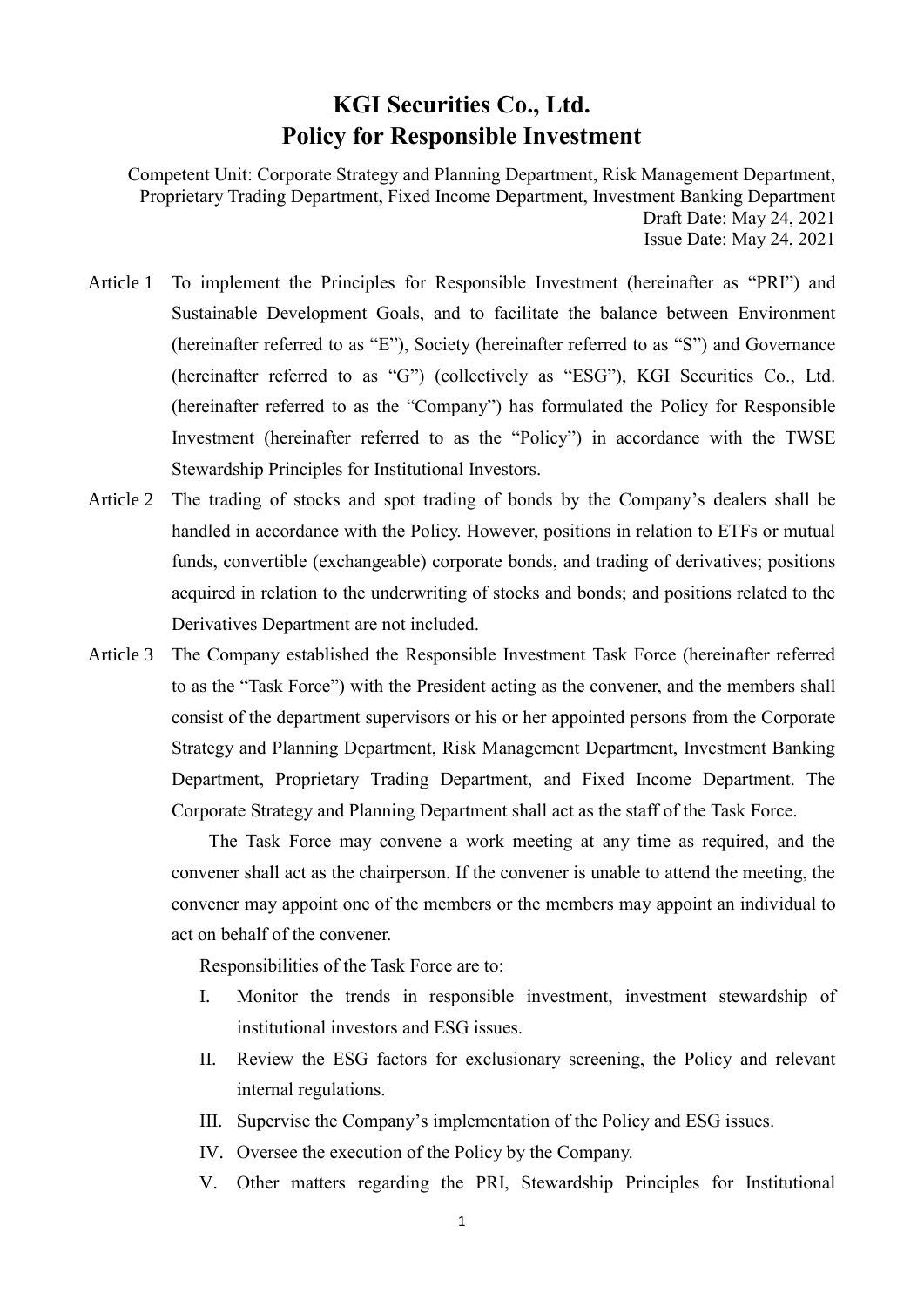# KGI Securities Co., Ltd.
# Policy for Responsible Investment

Competent Unit: Corporate Strategy and Planning Department, Risk Management Department, Proprietary Trading Department, Fixed Income Department, Investment Banking Department
Draft Date: May 24, 2021
Issue Date: May 24, 2021

**Article 1** To implement the Principles for Responsible Investment (hereinafter as "PRI") and Sustainable Development Goals, and to facilitate the balance between Environment (hereinafter referred to as "E"), Society (hereinafter referred to as "S") and Governance (hereinafter referred to as "G") (collectively as "ESG"), KGI Securities Co., Ltd. (hereinafter referred to as the "Company") has formulated the Policy for Responsible Investment (hereinafter referred to as the "Policy") in accordance with the TWSE Stewardship Principles for Institutional Investors.

**Article 2** The trading of stocks and spot trading of bonds by the Company's dealers shall be handled in accordance with the Policy. However, positions in relation to ETFs or mutual funds, convertible (exchangeable) corporate bonds, and trading of derivatives; positions acquired in relation to the underwriting of stocks and bonds; and positions related to the Derivatives Department are not included.

**Article 3** The Company established the Responsible Investment Task Force (hereinafter referred to as the "Task Force") with the President acting as the convener, and the members shall consist of the department supervisors or his or her appointed persons from the Corporate Strategy and Planning Department, Risk Management Department, Investment Banking Department, Proprietary Trading Department, and Fixed Income Department. The Corporate Strategy and Planning Department shall act as the staff of the Task Force.

The Task Force may convene a work meeting at any time as required, and the convener shall act as the chairperson. If the convener is unable to attend the meeting, the convener may appoint one of the members or the members may appoint an individual to act on behalf of the convener.

Responsibilities of the Task Force are to:

I. Monitor the trends in responsible investment, investment stewardship of institutional investors and ESG issues.

II. Review the ESG factors for exclusionary screening, the Policy and relevant internal regulations.

III. Supervise the Company's implementation of the Policy and ESG issues.

IV. Oversee the execution of the Policy by the Company.

V. Other matters regarding the PRI, Stewardship Principles for Institutional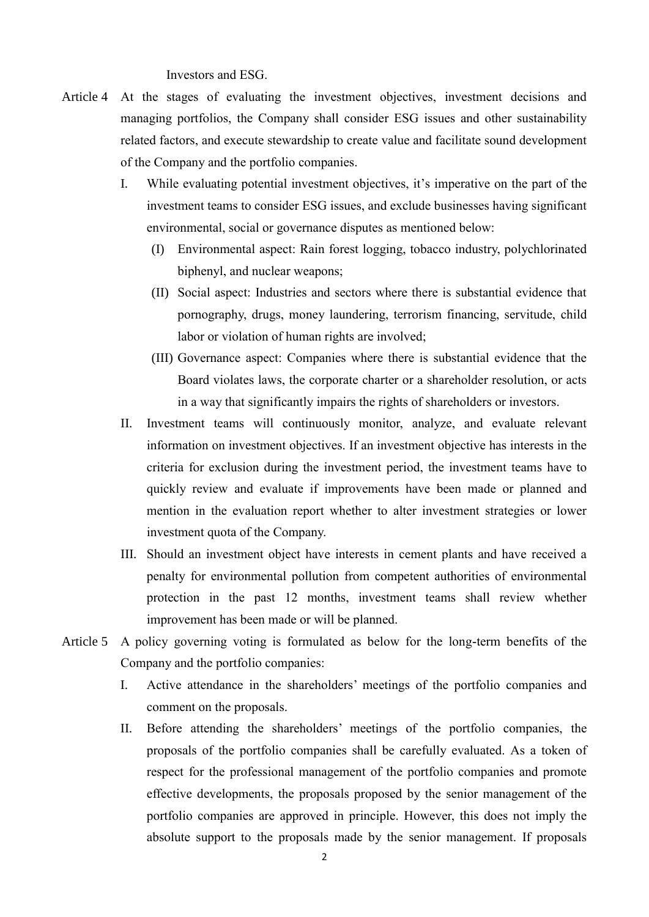Investors and ESG.

Article 4 At the stages of evaluating the investment objectives, investment decisions and managing portfolios, the Company shall consider ESG issues and other sustainability related factors, and execute stewardship to create value and facilitate sound development of the Company and the portfolio companies.

I. While evaluating potential investment objectives, it's imperative on the part of the investment teams to consider ESG issues, and exclude businesses having significant environmental, social or governance disputes as mentioned below:

(I) Environmental aspect: Rain forest logging, tobacco industry, polychlorinated biphenyl, and nuclear weapons;

(II) Social aspect: Industries and sectors where there is substantial evidence that pornography, drugs, money laundering, terrorism financing, servitude, child labor or violation of human rights are involved;

(III) Governance aspect: Companies where there is substantial evidence that the Board violates laws, the corporate charter or a shareholder resolution, or acts in a way that significantly impairs the rights of shareholders or investors.

II. Investment teams will continuously monitor, analyze, and evaluate relevant information on investment objectives. If an investment objective has interests in the criteria for exclusion during the investment period, the investment teams have to quickly review and evaluate if improvements have been made or planned and mention in the evaluation report whether to alter investment strategies or lower investment quota of the Company.

III. Should an investment object have interests in cement plants and have received a penalty for environmental pollution from competent authorities of environmental protection in the past 12 months, investment teams shall review whether improvement has been made or will be planned.

Article 5 A policy governing voting is formulated as below for the long-term benefits of the Company and the portfolio companies:

I. Active attendance in the shareholders' meetings of the portfolio companies and comment on the proposals.

II. Before attending the shareholders' meetings of the portfolio companies, the proposals of the portfolio companies shall be carefully evaluated. As a token of respect for the professional management of the portfolio companies and promote effective developments, the proposals proposed by the senior management of the portfolio companies are approved in principle. However, this does not imply the absolute support to the proposals made by the senior management. If proposals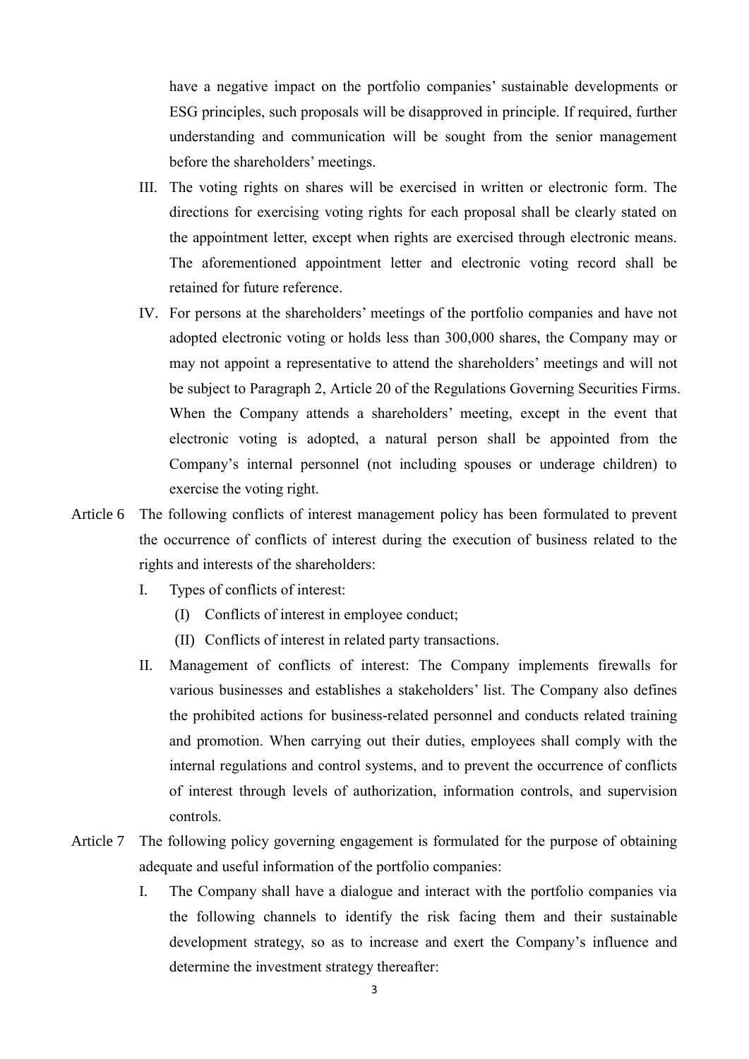have a negative impact on the portfolio companies' sustainable developments or ESG principles, such proposals will be disapproved in principle. If required, further understanding and communication will be sought from the senior management before the shareholders' meetings.

III. The voting rights on shares will be exercised in written or electronic form. The directions for exercising voting rights for each proposal shall be clearly stated on the appointment letter, except when rights are exercised through electronic means. The aforementioned appointment letter and electronic voting record shall be retained for future reference.

IV. For persons at the shareholders' meetings of the portfolio companies and have not adopted electronic voting or holds less than 300,000 shares, the Company may or may not appoint a representative to attend the shareholders' meetings and will not be subject to Paragraph 2, Article 20 of the Regulations Governing Securities Firms. When the Company attends a shareholders' meeting, except in the event that electronic voting is adopted, a natural person shall be appointed from the Company's internal personnel (not including spouses or underage children) to exercise the voting right.

Article 6 The following conflicts of interest management policy has been formulated to prevent the occurrence of conflicts of interest during the execution of business related to the rights and interests of the shareholders:

I. Types of conflicts of interest:

(I) Conflicts of interest in employee conduct;

(II) Conflicts of interest in related party transactions.

II. Management of conflicts of interest: The Company implements firewalls for various businesses and establishes a stakeholders' list. The Company also defines the prohibited actions for business-related personnel and conducts related training and promotion. When carrying out their duties, employees shall comply with the internal regulations and control systems, and to prevent the occurrence of conflicts of interest through levels of authorization, information controls, and supervision controls.

Article 7 The following policy governing engagement is formulated for the purpose of obtaining adequate and useful information of the portfolio companies:

I. The Company shall have a dialogue and interact with the portfolio companies via the following channels to identify the risk facing them and their sustainable development strategy, so as to increase and exert the Company's influence and determine the investment strategy thereafter: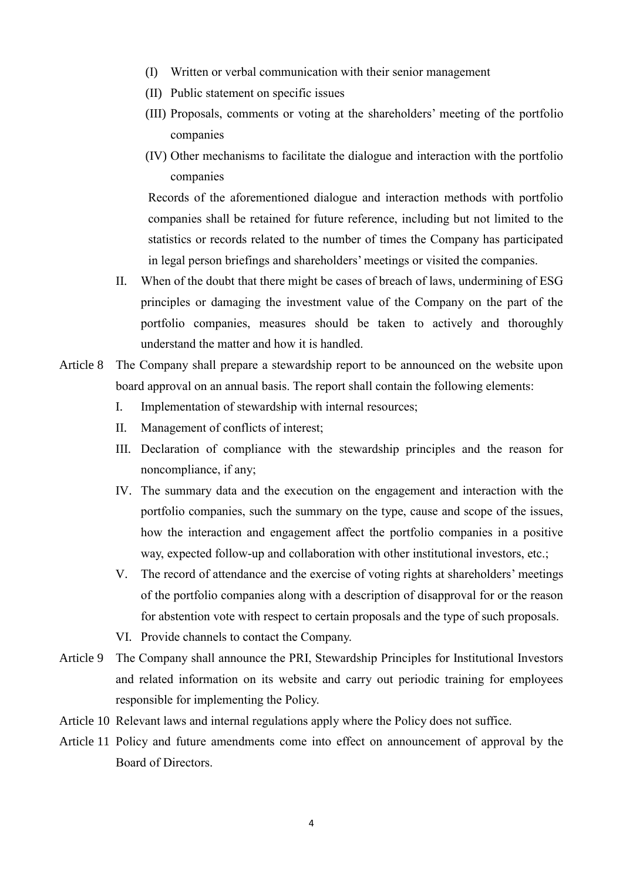(I) Written or verbal communication with their senior management

(II) Public statement on specific issues

(III) Proposals, comments or voting at the shareholders' meeting of the portfolio companies

(IV) Other mechanisms to facilitate the dialogue and interaction with the portfolio companies

Records of the aforementioned dialogue and interaction methods with portfolio companies shall be retained for future reference, including but not limited to the statistics or records related to the number of times the Company has participated in legal person briefings and shareholders' meetings or visited the companies.

II. When of the doubt that there might be cases of breach of laws, undermining of ESG principles or damaging the investment value of the Company on the part of the portfolio companies, measures should be taken to actively and thoroughly understand the matter and how it is handled.

Article 8 The Company shall prepare a stewardship report to be announced on the website upon board approval on an annual basis. The report shall contain the following elements:

I. Implementation of stewardship with internal resources;

II. Management of conflicts of interest;

III. Declaration of compliance with the stewardship principles and the reason for noncompliance, if any;

IV. The summary data and the execution on the engagement and interaction with the portfolio companies, such the summary on the type, cause and scope of the issues, how the interaction and engagement affect the portfolio companies in a positive way, expected follow-up and collaboration with other institutional investors, etc.;

V. The record of attendance and the exercise of voting rights at shareholders' meetings of the portfolio companies along with a description of disapproval for or the reason for abstention vote with respect to certain proposals and the type of such proposals.

VI. Provide channels to contact the Company.

Article 9 The Company shall announce the PRI, Stewardship Principles for Institutional Investors and related information on its website and carry out periodic training for employees responsible for implementing the Policy.

Article 10 Relevant laws and internal regulations apply where the Policy does not suffice.

Article 11 Policy and future amendments come into effect on announcement of approval by the Board of Directors.